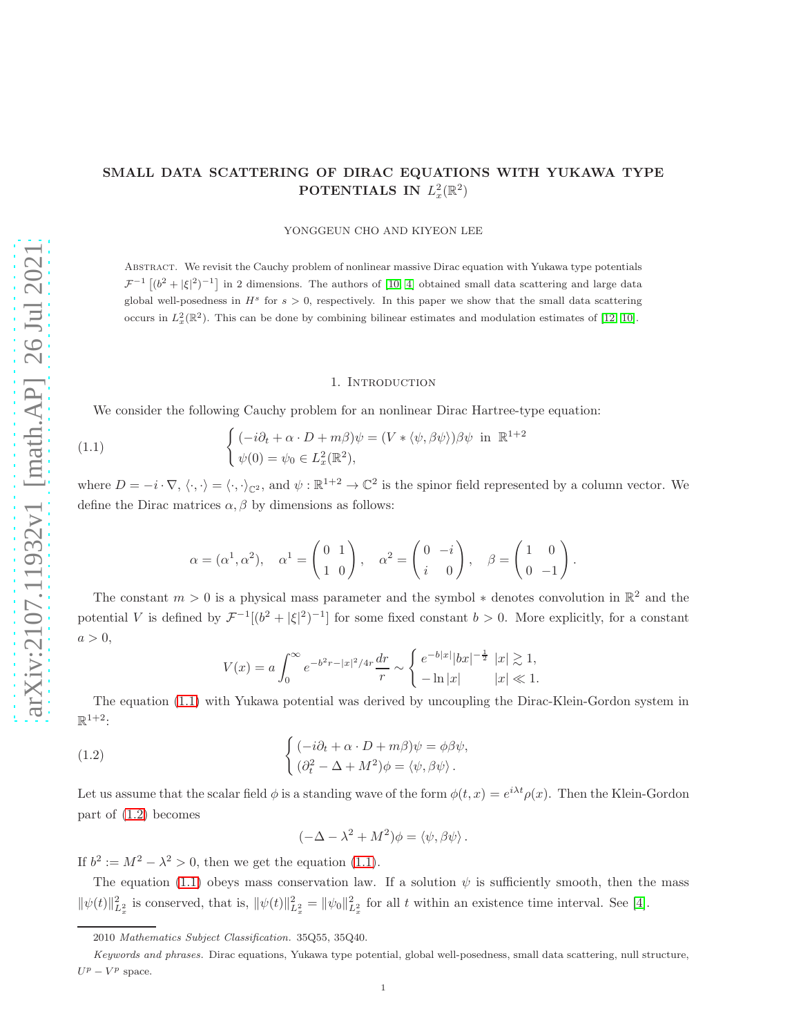# SMALL DATA SCATTERING OF DIRAC EQUATIONS WITH YUKAWA TYPE POTENTIALS IN $L_x^2(\mathbb{R}^2)$

YONGGEUN CHO AND KIYEON LEE

Abstract. We revisit the Cauchy problem of nonlinear massive Dirac equation with Yukawa type potentials $\mathcal{F}^{-1}\left[(b^2+|\xi|^2)^{-1}\right]$ in 2 dimensions. The authors of [10, 4] obtained small data scattering and large data global well-posedness in $H^s$ for $s>0$, respectively. In this paper we show that the small data scattering occurs in $L_x^2(\mathbb{R}^2)$. This can be done by combining bilinear estimates and modulation estimates of [12, 10].

## 1. Introduction

We consider the following Cauchy problem for an nonlinear Dirac Hartree-type equation:

$$\begin{cases} (-i\partial_t + \alpha\cdot D + m\beta)\psi = (V * \langle \psi, \beta\psi\rangle)\beta\psi \ \text{ in } \ \mathbb{R}^{1+2} \\ \psi(0) = \psi_0 \in L_x^2(\mathbb{R}^2), \end{cases} \tag{1.1}$$

where $D = -i\cdot\nabla$, $\langle\cdot,\cdot\rangle = \langle\cdot,\cdot\rangle_{\mathbb{C}^2}$, and $\psi : \mathbb{R}^{1+2} \to \mathbb{C}^2$ is the spinor field represented by a column vector. We define the Dirac matrices $\alpha, \beta$ by dimensions as follows:

$$\alpha = (\alpha^1, \alpha^2), \quad \alpha^1 = \begin{pmatrix} 0 & 1 \\ 1 & 0 \end{pmatrix}, \quad \alpha^2 = \begin{pmatrix} 0 & -i \\ i & 0 \end{pmatrix}, \quad \beta = \begin{pmatrix} 1 & 0 \\ 0 & -1 \end{pmatrix}.$$

The constant $m > 0$ is a physical mass parameter and the symbol $*$ denotes convolution in $\mathbb{R}^2$ and the potential $V$ is defined by $\mathcal{F}^{-1}[(b^2+|\xi|^2)^{-1}]$ for some fixed constant $b > 0$. More explicitly, for a constant $a > 0$,

$$V(x) = a\int_0^\infty e^{-b^2 r - |x|^2/4r}\frac{dr}{r} \sim \begin{cases} e^{-b|x|}|bx|^{-\frac12} & |x| \gtrsim 1, \\ -\ln|x| & |x| \ll 1. \end{cases}$$

The equation (1.1) with Yukawa potential was derived by uncoupling the Dirac-Klein-Gordon system in $\mathbb{R}^{1+2}$:

$$\begin{cases} (-i\partial_t + \alpha\cdot D + m\beta)\psi = \phi\beta\psi, \\ (\partial_t^2 - \Delta + M^2)\phi = \langle\psi, \beta\psi\rangle. \end{cases} \tag{1.2}$$

Let us assume that the scalar field $\phi$ is a standing wave of the form $\phi(t,x) = e^{i\lambda t}\rho(x)$. Then the Klein-Gordon part of (1.2) becomes

$$(-\Delta - \lambda^2 + M^2)\phi = \langle\psi, \beta\psi\rangle.$$

If $b^2 := M^2 - \lambda^2 > 0$, then we get the equation (1.1).

The equation (1.1) obeys mass conservation law. If a solution $\psi$ is sufficiently smooth, then the mass $\|\psi(t)\|_{L_x^2}^2$ is conserved, that is, $\|\psi(t)\|_{L_x^2}^2 = \|\psi_0\|_{L_x^2}^2$ for all $t$ within an existence time interval. See [4].

2010 *Mathematics Subject Classification.* 35Q55, 35Q40.

*Keywords and phrases.* Dirac equations, Yukawa type potential, global well-posedness, small data scattering, null structure, $U^p - V^p$ space.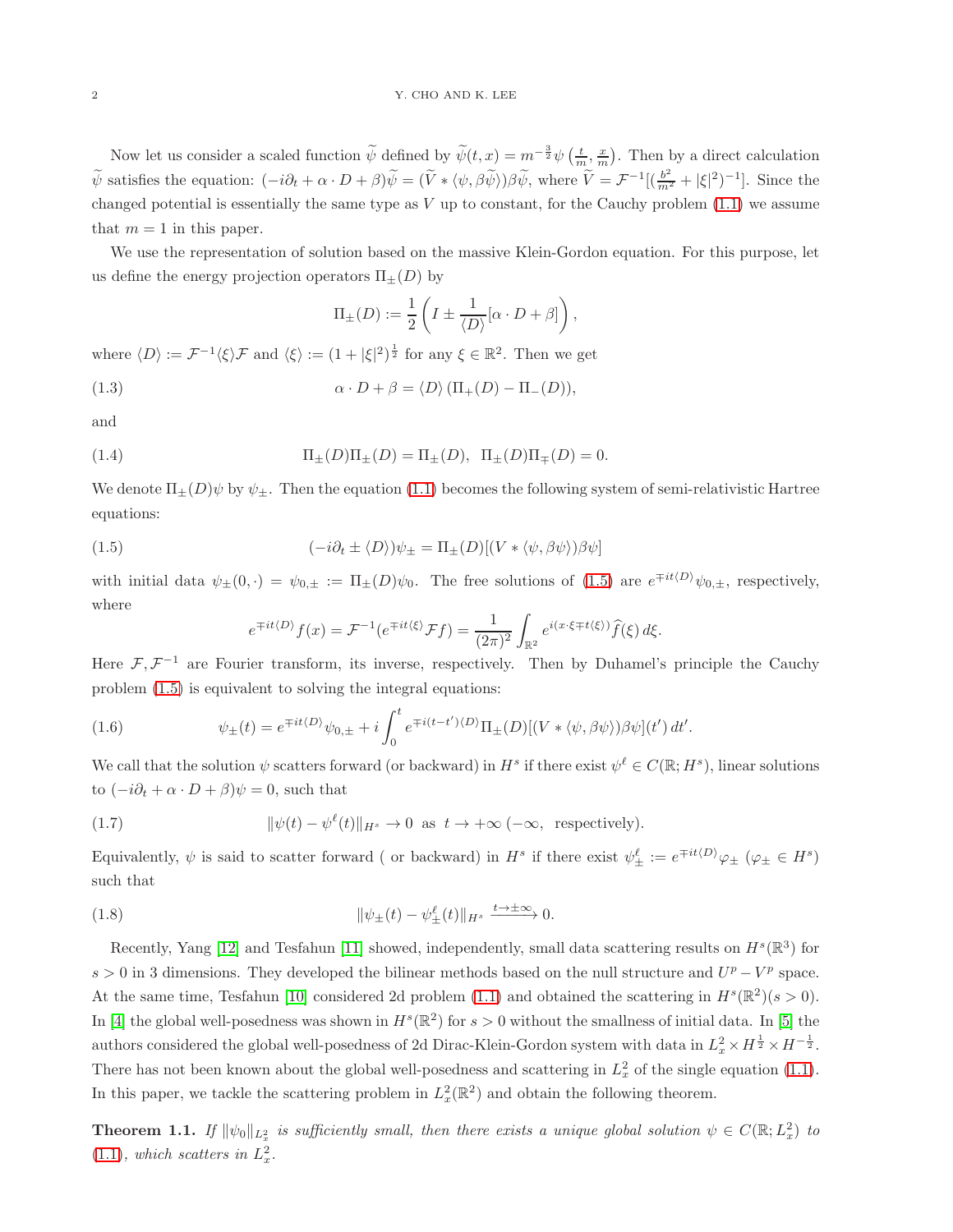Now let us consider a scaled function $\widetilde{\psi}$ defined by $\widetilde{\psi}(t,x) = m^{-\frac{3}{2}}\psi\left(\frac{t}{m}, \frac{x}{m}\right)$. Then by a direct calculation $\widetilde{\psi}$ satisfies the equation: $(-i\partial_t + \alpha\cdot D + \beta)\widetilde{\psi} = (\widetilde{V} * \langle \psi, \beta\widetilde{\psi}\rangle)\beta\widetilde{\psi}$, where $\widetilde{V} = \mathcal{F}^{-1}[(\frac{b^2}{m^2} + |\xi|^2)^{-1}]$. Since the changed potential is essentially the same type as $V$ up to constant, for the Cauchy problem (1.1) we assume that $m = 1$ in this paper.

We use the representation of solution based on the massive Klein-Gordon equation. For this purpose, let us define the energy projection operators $\Pi_\pm(D)$ by

$$\Pi_\pm(D) := \frac{1}{2}\left(I \pm \frac{1}{\langle D\rangle}[\alpha\cdot D + \beta]\right),$$

where $\langle D\rangle := \mathcal{F}^{-1}\langle\xi\rangle\mathcal{F}$ and $\langle\xi\rangle := (1+|\xi|^2)^{\frac{1}{2}}$ for any $\xi\in\mathbb{R}^2$. Then we get

$$\alpha\cdot D + \beta = \langle D\rangle\,(\Pi_+(D) - \Pi_-(D)), \tag{1.3}$$

and

$$\Pi_\pm(D)\Pi_\pm(D) = \Pi_\pm(D),\ \ \Pi_\pm(D)\Pi_\mp(D) = 0. \tag{1.4}$$

We denote $\Pi_\pm(D)\psi$ by $\psi_\pm$. Then the equation (1.1) becomes the following system of semi-relativistic Hartree equations:

$$(-i\partial_t \pm \langle D\rangle)\psi_\pm = \Pi_\pm(D)[(V * \langle\psi, \beta\psi\rangle)\beta\psi] \tag{1.5}$$

with initial data $\psi_\pm(0,\cdot) = \psi_{0,\pm} := \Pi_\pm(D)\psi_0$. The free solutions of (1.5) are $e^{\mp it\langle D\rangle}\psi_{0,\pm}$, respectively, where

$$e^{\mp it\langle D\rangle}f(x) = \mathcal{F}^{-1}(e^{\mp it\langle\xi\rangle}\mathcal{F}f) = \frac{1}{(2\pi)^2}\int_{\mathbb{R}^2} e^{i(x\cdot\xi \mp t\langle\xi\rangle)}\widehat{f}(\xi)\,d\xi.$$

Here $\mathcal{F}, \mathcal{F}^{-1}$ are Fourier transform, its inverse, respectively. Then by Duhamel's principle the Cauchy problem (1.5) is equivalent to solving the integral equations:

$$\psi_\pm(t) = e^{\mp it\langle D\rangle}\psi_{0,\pm} + i\int_0^t e^{\mp i(t-t')\langle D\rangle}\Pi_\pm(D)[(V * \langle\psi, \beta\psi\rangle)\beta\psi](t')\,dt'. \tag{1.6}$$

We call that the solution $\psi$ scatters forward (or backward) in $H^s$ if there exist $\psi^\ell \in C(\mathbb{R}; H^s)$, linear solutions to $(-i\partial_t + \alpha\cdot D + \beta)\psi = 0$, such that

$$\|\psi(t) - \psi^\ell(t)\|_{H^s} \to 0\ \text{ as }\ t\to +\infty\ (-\infty,\ \text{ respectively}). \tag{1.7}$$

Equivalently, $\psi$ is said to scatter forward ( or backward) in $H^s$ if there exist $\psi_\pm^\ell := e^{\mp it\langle D\rangle}\varphi_\pm$ ($\varphi_\pm \in H^s$) such that

$$\|\psi_\pm(t) - \psi_\pm^\ell(t)\|_{H^s} \xrightarrow{t\to\pm\infty} 0. \tag{1.8}$$

Recently, Yang [12] and Tesfahun [11] showed, independently, small data scattering results on $H^s(\mathbb{R}^3)$ for $s > 0$ in 3 dimensions. They developed the bilinear methods based on the null structure and $U^p - V^p$ space. At the same time, Tesfahun [10] considered 2d problem (1.1) and obtained the scattering in $H^s(\mathbb{R}^2)(s>0)$. In [4] the global well-posedness was shown in $H^s(\mathbb{R}^2)$ for $s>0$ without the smallness of initial data. In [5] the authors considered the global well-posedness of 2d Dirac-Klein-Gordon system with data in $L_x^2 \times H^{\frac{1}{2}} \times H^{-\frac{1}{2}}$. There has not been known about the global well-posedness and scattering in $L_x^2$ of the single equation (1.1). In this paper, we tackle the scattering problem in $L_x^2(\mathbb{R}^2)$ and obtain the following theorem.

**Theorem 1.1.** *If $\|\psi_0\|_{L_x^2}$ is sufficiently small, then there exists a unique global solution $\psi \in C(\mathbb{R}; L_x^2)$ to (1.1), which scatters in $L_x^2$.*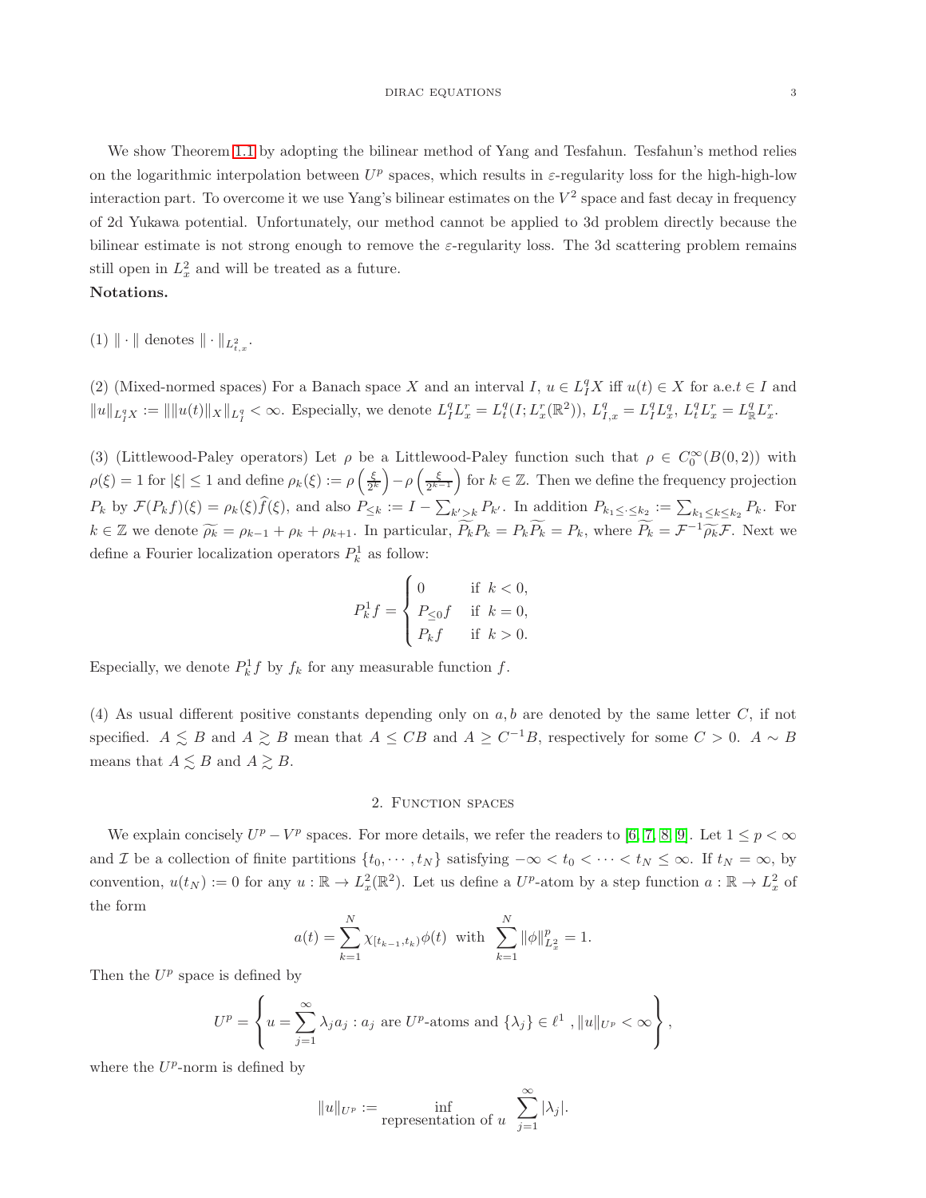We show Theorem 1.1 by adopting the bilinear method of Yang and Tesfahun. Tesfahun's method relies on the logarithmic interpolation between $U^p$ spaces, which results in $\varepsilon$-regularity loss for the high-high-low interaction part. To overcome it we use Yang's bilinear estimates on the $V^2$ space and fast decay in frequency of 2d Yukawa potential. Unfortunately, our method cannot be applied to 3d problem directly because the bilinear estimate is not strong enough to remove the $\varepsilon$-regularity loss. The 3d scattering problem remains still open in $L_x^2$ and will be treated as a future.

**Notations.**

(1) $\|\cdot\|$ denotes $\|\cdot\|_{L^2_{t,x}}$.

(2) (Mixed-normed spaces) For a Banach space $X$ and an interval $I$, $u \in L_I^q X$ iff $u(t) \in X$ for a.e.$t \in I$ and $\|u\|_{L_I^q X} := \|\|u(t)\|_X\|_{L_I^q} < \infty$. Especially, we denote $L_I^q L_x^r = L_t^q(I; L_x^r(\mathbb{R}^2))$, $L_{I,x}^q = L_I^q L_x^q$, $L_t^q L_x^r = L_{\mathbb{R}}^q L_x^r$.

(3) (Littlewood-Paley operators) Let $\rho$ be a Littlewood-Paley function such that $\rho \in C_0^\infty(B(0,2))$ with $\rho(\xi) = 1$ for $|\xi| \le 1$ and define $\rho_k(\xi) := \rho\left(\frac{\xi}{2^k}\right) - \rho\left(\frac{\xi}{2^{k-1}}\right)$ for $k \in \mathbb{Z}$. Then we define the frequency projection $P_k$ by $\mathcal{F}(P_k f)(\xi) = \rho_k(\xi)\widehat{f}(\xi)$, and also $P_{\le k} := I - \sum_{k'>k} P_{k'}$. In addition $P_{k_1 \le \cdot \le k_2} := \sum_{k_1 \le k \le k_2} P_k$. For $k \in \mathbb{Z}$ we denote $\widetilde{\rho_k} = \rho_{k-1} + \rho_k + \rho_{k+1}$. In particular, $\widetilde{P_k} P_k = P_k \widetilde{P_k} = P_k$, where $\widetilde{P_k} = \mathcal{F}^{-1}\widetilde{\rho_k}\mathcal{F}$. Next we define a Fourier localization operators $P_k^1$ as follow:

$$
P_k^1 f = \begin{cases} 0 & \text{if } k < 0, \\ P_{\le 0} f & \text{if } k = 0, \\ P_k f & \text{if } k > 0. \end{cases}
$$

Especially, we denote $P_k^1 f$ by $f_k$ for any measurable function $f$.

(4) As usual different positive constants depending only on $a, b$ are denoted by the same letter $C$, if not specified. $A \lesssim B$ and $A \gtrsim B$ mean that $A \le CB$ and $A \ge C^{-1}B$, respectively for some $C > 0$. $A \sim B$ means that $A \lesssim B$ and $A \gtrsim B$.

## 2. Function spaces

We explain concisely $U^p - V^p$ spaces. For more details, we refer the readers to [6, 7, 8, 9]. Let $1 \le p < \infty$ and $\mathcal{I}$ be a collection of finite partitions $\{t_0, \cdots, t_N\}$ satisfying $-\infty < t_0 < \cdots < t_N \le \infty$. If $t_N = \infty$, by convention, $u(t_N) := 0$ for any $u : \mathbb{R} \to L_x^2(\mathbb{R}^2)$. Let us define a $U^p$-atom by a step function $a : \mathbb{R} \to L_x^2$ of the form

$$
a(t) = \sum_{k=1}^N \chi_{[t_{k-1}, t_k)} \phi(t) \ \text{ with } \ \sum_{k=1}^N \|\phi\|_{L_x^2}^p = 1.
$$

Then the $U^p$ space is defined by

$$
U^p = \left\{ u = \sum_{j=1}^\infty \lambda_j a_j : a_j \text{ are } U^p\text{-atoms and } \{\lambda_j\} \in \ell^1 \ , \|u\|_{U^p} < \infty \right\},
$$

where the $U^p$-norm is defined by

$$
\|u\|_{U^p} := \inf_{\text{representation of } u} \sum_{j=1}^\infty |\lambda_j|.
$$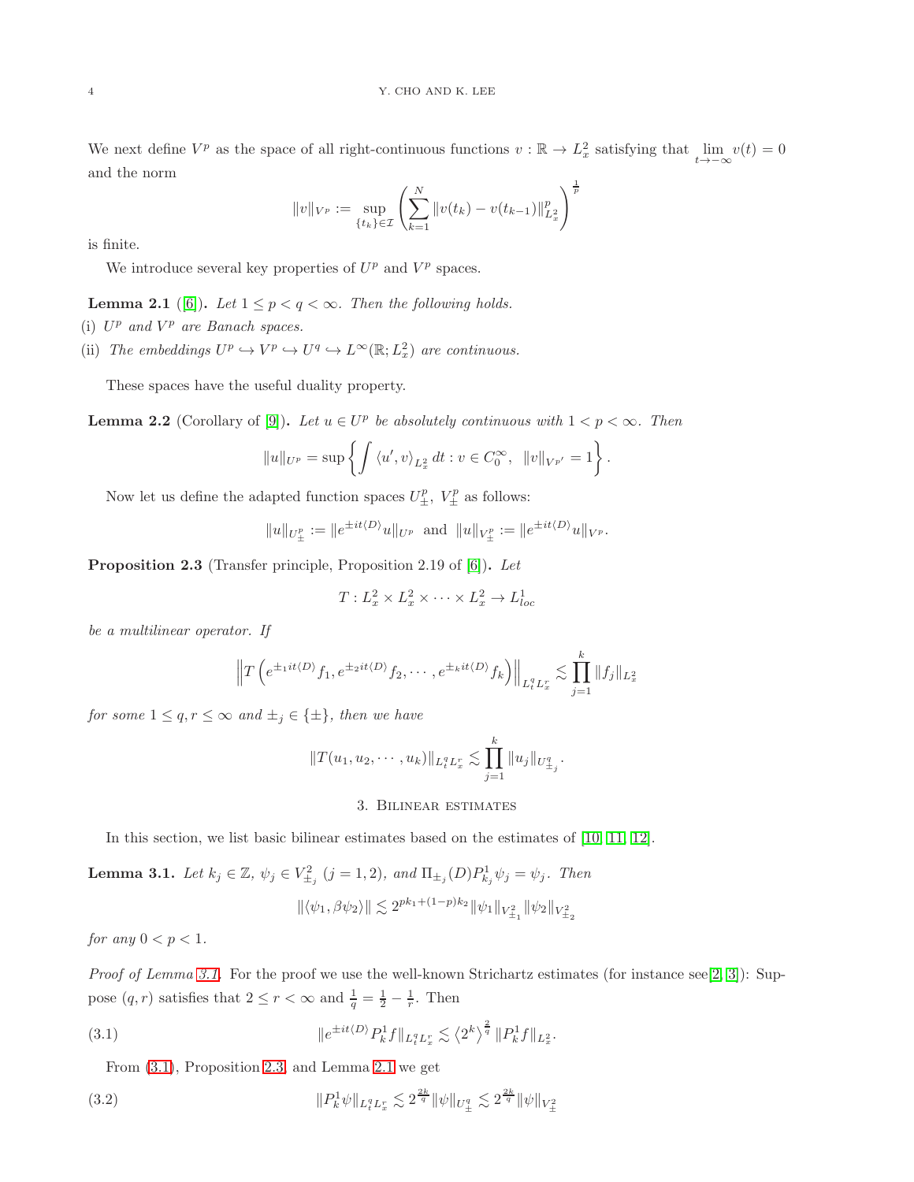We next define $V^p$ as the space of all right-continuous functions $v : \mathbb{R} \to L_x^2$ satisfying that $\lim_{t\to-\infty} v(t) = 0$ and the norm

$$\|v\|_{V^p} := \sup_{\{t_k\}\in\mathcal{I}} \left( \sum_{k=1}^{N} \|v(t_k) - v(t_{k-1})\|_{L_x^2}^p \right)^{\frac{1}{p}}$$

is finite.

We introduce several key properties of $U^p$ and $V^p$ spaces.

**Lemma 2.1** ([6]). *Let $1 \le p < q < \infty$. Then the following holds.*

(i) *$U^p$ and $V^p$ are Banach spaces.*

(ii) *The embeddings $U^p \hookrightarrow V^p \hookrightarrow U^q \hookrightarrow L^\infty(\mathbb{R}; L_x^2)$ are continuous.*

These spaces have the useful duality property.

**Lemma 2.2** (Corollary of [9]). *Let $u \in U^p$ be absolutely continuous with $1 < p < \infty$. Then*

$$\|u\|_{U^p} = \sup\left\{ \int \langle u', v\rangle_{L_x^2}\, dt : v \in C_0^\infty,\ \ \|v\|_{V^{p'}} = 1 \right\}.$$

Now let us define the adapted function spaces $U_\pm^p$, $V_\pm^p$ as follows:

$$\|u\|_{U_\pm^p} := \|e^{\pm it\langle D\rangle}u\|_{U^p} \ \text{ and } \ \|u\|_{V_\pm^p} := \|e^{\pm it\langle D\rangle}u\|_{V^p}.$$

**Proposition 2.3** (Transfer principle, Proposition 2.19 of [6]). *Let*

$$T : L_x^2 \times L_x^2 \times \cdots \times L_x^2 \to L_{loc}^1$$

*be a multilinear operator. If*

$$\left\| T\left(e^{\pm_1 it\langle D\rangle} f_1, e^{\pm_2 it\langle D\rangle} f_2, \cdots, e^{\pm_k it\langle D\rangle} f_k\right)\right\|_{L_t^q L_x^r} \lesssim \prod_{j=1}^{k} \|f_j\|_{L_x^2}$$

*for some $1 \le q, r \le \infty$ and $\pm_j \in \{\pm\}$, then we have*

$$\|T(u_1, u_2, \cdots, u_k)\|_{L_t^q L_x^r} \lesssim \prod_{j=1}^{k} \|u_j\|_{U_{\pm_j}^q}.$$

## 3. Bilinear estimates

In this section, we list basic bilinear estimates based on the estimates of [10, 11, 12].

**Lemma 3.1.** *Let $k_j \in \mathbb{Z}$, $\psi_j \in V_{\pm_j}^2$ $(j = 1, 2)$, and $\Pi_{\pm_j}(D)P_{k_j}^1\psi_j = \psi_j$. Then*

$$\|\langle \psi_1, \beta\psi_2\rangle\| \lesssim 2^{pk_1 + (1-p)k_2} \|\psi_1\|_{V_{\pm_1}^2} \|\psi_2\|_{V_{\pm_2}^2}$$

*for any $0 < p < 1$.*

*Proof of Lemma 3.1.* For the proof we use the well-known Strichartz estimates (for instance see[2, 3]): Suppose $(q, r)$ satisfies that $2 \le r < \infty$ and $\frac{1}{q} = \frac{1}{2} - \frac{1}{r}$. Then

$$\|e^{\pm it\langle D\rangle} P_k^1 f\|_{L_t^q L_x^r} \lesssim \langle 2^k\rangle^{\frac{2}{q}} \|P_k^1 f\|_{L_x^2}. \tag{3.1}$$

From (3.1), Proposition 2.3, and Lemma 2.1 we get

$$\|P_k^1 \psi\|_{L_t^q L_x^r} \lesssim 2^{\frac{2k}{q}} \|\psi\|_{U_\pm^q} \lesssim 2^{\frac{2k}{q}} \|\psi\|_{V_\pm^2} \tag{3.2}$$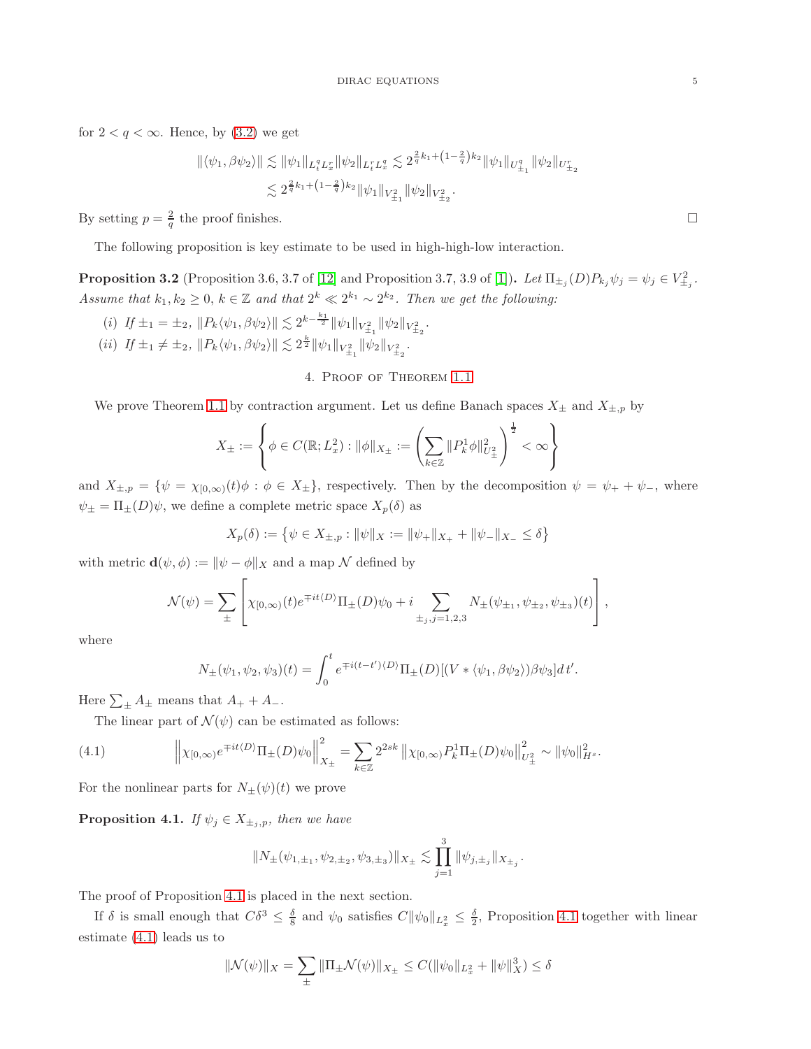for $2 < q < \infty$. Hence, by (3.2) we get

$$
\begin{aligned}
\|\langle \psi_1, \beta\psi_2\rangle\| &\lesssim \|\psi_1\|_{L_t^q L_x^r}\|\psi_2\|_{L_t^r L_x^q} \lesssim 2^{\frac{2}{q}k_1 + \left(1-\frac{2}{q}\right)k_2}\|\psi_1\|_{U^q_{\pm_1}}\|\psi_2\|_{U^r_{\pm_2}} \\
&\lesssim 2^{\frac{2}{q}k_1 + \left(1-\frac{2}{q}\right)k_2}\|\psi_1\|_{V^2_{\pm_1}}\|\psi_2\|_{V^2_{\pm_2}}.
\end{aligned}
$$

By setting $p = \frac{2}{q}$ the proof finishes. □

The following proposition is key estimate to be used in high-high-low interaction.

**Proposition 3.2** (Proposition 3.6, 3.7 of [12] and Proposition 3.7, 3.9 of [1])**.** *Let $\Pi_{\pm_j}(D)P_{k_j}\psi_j = \psi_j \in V^2_{\pm_j}$. Assume that $k_1, k_2 \ge 0$, $k \in \mathbb{Z}$ and that $2^k \ll 2^{k_1} \sim 2^{k_2}$. Then we get the following:*

- (i) *If $\pm_1 = \pm_2$, $\|P_k\langle \psi_1, \beta\psi_2\rangle\| \lesssim 2^{k-\frac{k_1}{2}}\|\psi_1\|_{V^2_{\pm_1}}\|\psi_2\|_{V^2_{\pm_2}}$.*
- (ii) *If $\pm_1 \ne \pm_2$, $\|P_k\langle \psi_1, \beta\psi_2\rangle\| \lesssim 2^{\frac{k}{2}}\|\psi_1\|_{V^2_{\pm_1}}\|\psi_2\|_{V^2_{\pm_2}}$.*

## 4. Proof of Theorem 1.1

We prove Theorem 1.1 by contraction argument. Let us define Banach spaces $X_\pm$ and $X_{\pm,p}$ by

$$
X_\pm := \left\{ \phi \in C(\mathbb{R}; L^2_x) : \|\phi\|_{X_\pm} := \left( \sum_{k\in\mathbb{Z}} \|P^1_k \phi\|^2_{U^2_\pm} \right)^{\frac{1}{2}} < \infty \right\}
$$

and $X_{\pm,p} = \{\psi = \chi_{[0,\infty)}(t)\phi : \phi \in X_\pm\}$, respectively. Then by the decomposition $\psi = \psi_+ + \psi_-$, where $\psi_\pm = \Pi_\pm(D)\psi$, we define a complete metric space $X_p(\delta)$ as

$$
X_p(\delta) := \left\{ \psi \in X_{\pm,p} : \|\psi\|_X := \|\psi_+\|_{X_+} + \|\psi_-\|_{X_-} \le \delta \right\}
$$

with metric $\mathbf{d}(\psi,\phi) := \|\psi - \phi\|_X$ and a map $\mathcal{N}$ defined by

$$
\mathcal{N}(\psi) = \sum_\pm \left[ \chi_{[0,\infty)}(t) e^{\mp it\langle D\rangle}\Pi_\pm(D)\psi_0 + i \sum_{\pm_j, j=1,2,3} N_\pm(\psi_{\pm_1}, \psi_{\pm_2}, \psi_{\pm_3})(t) \right],
$$

where

$$
N_\pm(\psi_1,\psi_2,\psi_3)(t) = \int_0^t e^{\mp i(t-t')\langle D\rangle}\Pi_\pm(D)[(V * \langle \psi_1, \beta\psi_2\rangle)\beta\psi_3]\,dt'.
$$

Here $\sum_\pm A_\pm$ means that $A_+ + A_-$.

The linear part of $\mathcal{N}(\psi)$ can be estimated as follows:

$$
\left\| \chi_{[0,\infty)} e^{\mp it\langle D\rangle}\Pi_\pm(D)\psi_0 \right\|^2_{X_\pm} = \sum_{k\in\mathbb{Z}} 2^{2sk}\left\|\chi_{[0,\infty)} P^1_k \Pi_\pm(D)\psi_0\right\|^2_{U^2_\pm} \sim \|\psi_0\|^2_{H^s}. \tag{4.1}
$$

For the nonlinear parts for $N_\pm(\psi)(t)$ we prove

**Proposition 4.1.** *If $\psi_j \in X_{\pm_j,p}$, then we have*

$$
\|N_\pm(\psi_{1,\pm_1}, \psi_{2,\pm_2}, \psi_{3,\pm_3})\|_{X_\pm} \lesssim \prod_{j=1}^3 \|\psi_{j,\pm_j}\|_{X_{\pm_j}}.
$$

The proof of Proposition 4.1 is placed in the next section.

If $\delta$ is small enough that $C\delta^3 \le \frac{\delta}{8}$ and $\psi_0$ satisfies $C\|\psi_0\|_{L^2_x} \le \frac{\delta}{2}$, Proposition 4.1 together with linear estimate (4.1) leads us to

$$
\|\mathcal{N}(\psi)\|_X = \sum_\pm \|\Pi_\pm \mathcal{N}(\psi)\|_{X_\pm} \le C(\|\psi_0\|_{L^2_x} + \|\psi\|^3_X) \le \delta
$$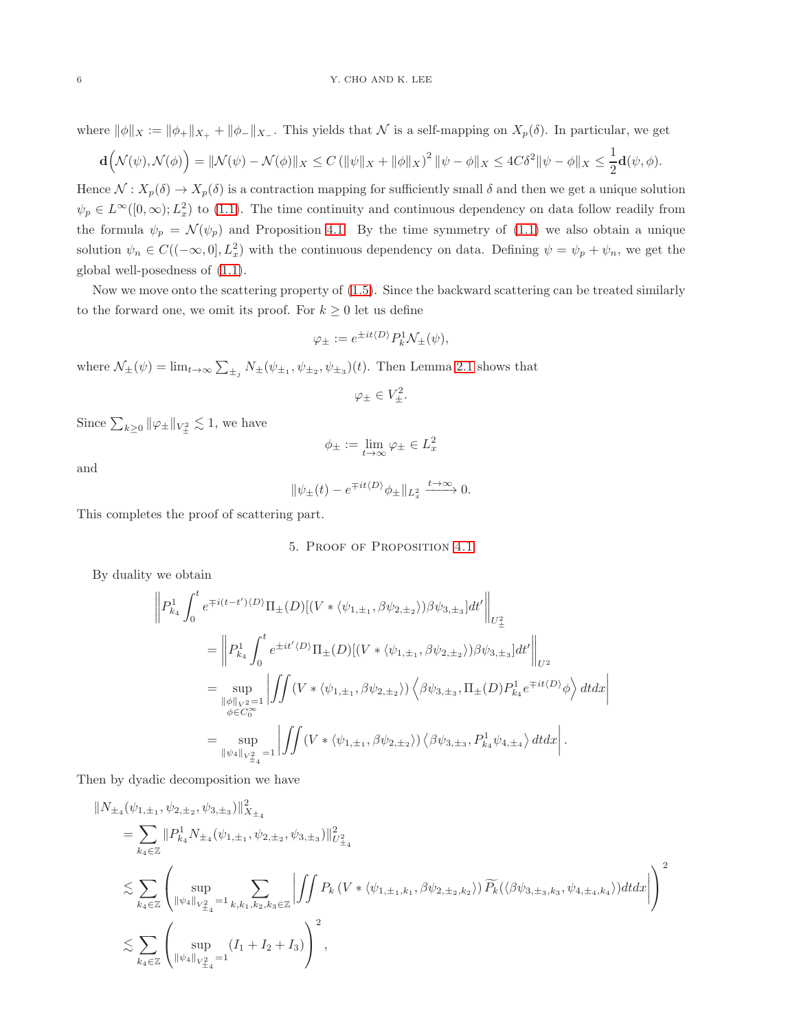where $\|\phi\|_X := \|\phi_+\|_{X_+} + \|\phi_-\|_{X_-}$. This yields that $\mathcal{N}$ is a self-mapping on $X_p(\delta)$. In particular, we get

$$\mathbf{d}\Big(\mathcal{N}(\psi), \mathcal{N}(\phi)\Big) = \|\mathcal{N}(\psi) - \mathcal{N}(\phi)\|_X \le C\left(\|\psi\|_X + \|\phi\|_X\right)^2 \|\psi - \phi\|_X \le 4C\delta^2 \|\psi - \phi\|_X \le \frac{1}{2}\mathbf{d}(\psi, \phi).$$

Hence $\mathcal{N} : X_p(\delta) \to X_p(\delta)$ is a contraction mapping for sufficiently small $\delta$ and then we get a unique solution $\psi_p \in L^\infty([0,\infty); L_x^2)$ to (1.1). The time continuity and continuous dependency on data follow readily from the formula $\psi_p = \mathcal{N}(\psi_p)$ and Proposition 4.1. By the time symmetry of (1.1) we also obtain a unique solution $\psi_n \in C((-\infty, 0], L_x^2)$ with the continuous dependency on data. Defining $\psi = \psi_p + \psi_n$, we get the global well-posedness of (1.1).

Now we move onto the scattering property of (1.5). Since the backward scattering can be treated similarly to the forward one, we omit its proof. For $k \ge 0$ let us define

$$\varphi_\pm := e^{\pm it\langle D\rangle} P_k^1 \mathcal{N}_\pm(\psi),$$

where $\mathcal{N}_\pm(\psi) = \lim_{t\to\infty} \sum_{\pm_j} N_\pm(\psi_{\pm_1}, \psi_{\pm_2}, \psi_{\pm_3})(t)$. Then Lemma 2.1 shows that

$$\varphi_\pm \in V_\pm^2.$$

Since $\sum_{k\ge 0} \|\varphi_\pm\|_{V_\pm^2} \lesssim 1$, we have

$$\phi_\pm := \lim_{t\to\infty} \varphi_\pm \in L_x^2$$

and

$$\|\psi_\pm(t) - e^{\mp it\langle D\rangle}\phi_\pm\|_{L_x^2} \xrightarrow{t\to\infty} 0.$$

This completes the proof of scattering part.

## 5. Proof of Proposition 4.1

By duality we obtain

$$\begin{aligned}
&\left\| P_{k_4}^1 \int_0^t e^{\mp i(t-t')\langle D\rangle} \Pi_\pm(D)[(V * \langle \psi_{1,\pm_1}, \beta\psi_{2,\pm_2}\rangle)\beta\psi_{3,\pm_3}]dt' \right\|_{U_\pm^2} \\
&\quad = \left\| P_{k_4}^1 \int_0^t e^{\pm it'\langle D\rangle} \Pi_\pm(D)[(V * \langle \psi_{1,\pm_1}, \beta\psi_{2,\pm_2}\rangle)\beta\psi_{3,\pm_3}]dt' \right\|_{U^2} \\
&\quad = \sup_{\substack{\|\phi\|_{V^2}=1 \\ \phi\in C_0^\infty}} \left| \iint (V * \langle \psi_{1,\pm_1}, \beta\psi_{2,\pm_2}\rangle) \left\langle \beta\psi_{3,\pm_3}, \Pi_\pm(D) P_{k_4}^1 e^{\mp it\langle D\rangle}\phi \right\rangle dtdx \right| \\
&\quad = \sup_{\|\psi_4\|_{V_{\pm_4}^2}=1} \left| \iint (V * \langle \psi_{1,\pm_1}, \beta\psi_{2,\pm_2}\rangle) \left\langle \beta\psi_{3,\pm_3}, P_{k_4}^1 \psi_{4,\pm_4} \right\rangle dtdx \right|.
\end{aligned}$$

Then by dyadic decomposition we have

$$\begin{aligned}
&\|N_{\pm_4}(\psi_{1,\pm_1}, \psi_{2,\pm_2}, \psi_{3,\pm_3})\|_{X_{\pm_4}}^2 \\
&\quad = \sum_{k_4\in\mathbb{Z}} \|P_{k_4}^1 N_{\pm_4}(\psi_{1,\pm_1}, \psi_{2,\pm_2}, \psi_{3,\pm_3})\|_{U_{\pm_4}^2}^2 \\
&\quad \lesssim \sum_{k_4\in\mathbb{Z}} \left( \sup_{\|\psi_4\|_{V_{\pm_4}^2}=1} \sum_{k,k_1,k_2,k_3\in\mathbb{Z}} \left| \iint P_k\left(V * \langle \psi_{1,\pm_1,k_1}, \beta\psi_{2,\pm_2,k_2}\rangle\right) \widetilde{P_k}(\langle \beta\psi_{3,\pm_3,k_3}, \psi_{4,\pm_4,k_4}\rangle) dtdx \right| \right)^2 \\
&\quad \lesssim \sum_{k_4\in\mathbb{Z}} \left( \sup_{\|\psi_4\|_{V_{\pm_4}^2}=1} (I_1 + I_2 + I_3) \right)^2,
\end{aligned}$$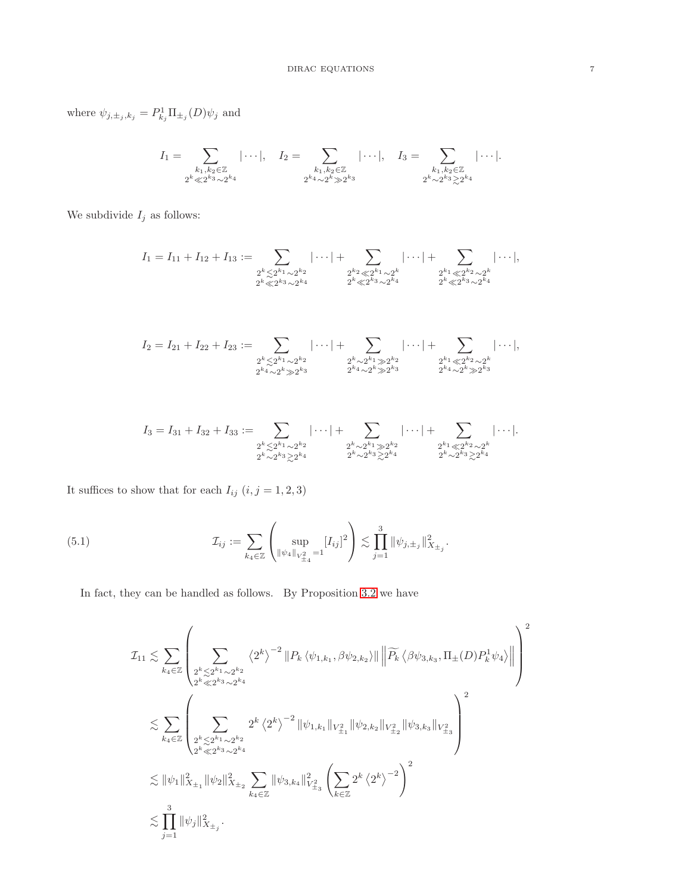where $\psi_{j,\pm_j,k_j} = P^1_{k_j}\Pi_{\pm_j}(D)\psi_j$ and

$$I_1 = \sum_{\substack{k_1,k_2\in\mathbb{Z}\\ 2^k \ll 2^{k_3}\sim 2^{k_4}}} |\cdots|, \quad I_2 = \sum_{\substack{k_1,k_2\in\mathbb{Z}\\ 2^{k_4}\sim 2^k \gg 2^{k_3}}} |\cdots|, \quad I_3 = \sum_{\substack{k_1,k_2\in\mathbb{Z}\\ 2^k\sim 2^{k_3}\gtrsim 2^{k_4}}} |\cdots|.$$

We subdivide $I_j$ as follows:

$$I_1 = I_{11} + I_{12} + I_{13} := \sum_{\substack{2^k\lesssim 2^{k_1}\sim 2^{k_2}\\ 2^k\ll 2^{k_3}\sim 2^{k_4}}} |\cdots| + \sum_{\substack{2^{k_2}\ll 2^{k_1}\sim 2^k\\ 2^k\ll 2^{k_3}\sim 2^{k_4}}} |\cdots| + \sum_{\substack{2^{k_1}\ll 2^{k_2}\sim 2^k\\ 2^k\ll 2^{k_3}\sim 2^{k_4}}} |\cdots|,$$

$$I_2 = I_{21} + I_{22} + I_{23} := \sum_{\substack{2^k\lesssim 2^{k_1}\sim 2^{k_2}\\ 2^{k_4}\sim 2^k\gg 2^{k_3}}} |\cdots| + \sum_{\substack{2^k\sim 2^{k_1}\gg 2^{k_2}\\ 2^{k_4}\sim 2^k\gg 2^{k_3}}} |\cdots| + \sum_{\substack{2^{k_1}\ll 2^{k_2}\sim 2^k\\ 2^{k_4}\sim 2^k\gg 2^{k_3}}} |\cdots|,$$

$$I_3 = I_{31} + I_{32} + I_{33} := \sum_{\substack{2^k\lesssim 2^{k_1}\sim 2^{k_2}\\ 2^k\sim 2^{k_3}\gtrsim 2^{k_4}}} |\cdots| + \sum_{\substack{2^k\sim 2^{k_1}\gg 2^{k_2}\\ 2^k\sim 2^{k_3}\gtrsim 2^{k_4}}} |\cdots| + \sum_{\substack{2^{k_1}\ll 2^{k_2}\sim 2^k\\ 2^k\sim 2^{k_3}\gtrsim 2^{k_4}}} |\cdots|.$$

It suffices to show that for each $I_{ij}$ $(i,j=1,2,3)$

$$\mathcal{I}_{ij} := \sum_{k_4\in\mathbb{Z}} \left( \sup_{\|\psi_4\|_{V^2_{\pm_4}}=1} [I_{ij}]^2 \right) \lesssim \prod_{j=1}^{3} \|\psi_{j,\pm_j}\|^2_{X_{\pm_j}}. \tag{5.1}$$

In fact, they can be handled as follows. By Proposition 3.2 we have

$$\begin{aligned}
\mathcal{I}_{11} &\lesssim \sum_{k_4\in\mathbb{Z}} \left( \sum_{\substack{2^k\lesssim 2^{k_1}\sim 2^{k_2}\\ 2^k\ll 2^{k_3}\sim 2^{k_4}}} \langle 2^k\rangle^{-2} \|P_k\langle\psi_{1,k_1},\beta\psi_{2,k_2}\rangle\| \left\| \widetilde{P_k}\langle\beta\psi_{3,k_3},\Pi_\pm(D)P^1_k\psi_4\rangle \right\| \right)^2 \\
&\lesssim \sum_{k_4\in\mathbb{Z}} \left( \sum_{\substack{2^k\lesssim 2^{k_1}\sim 2^{k_2}\\ 2^k\ll 2^{k_3}\sim 2^{k_4}}} 2^k\langle 2^k\rangle^{-2} \|\psi_{1,k_1}\|_{V^2_{\pm_1}} \|\psi_{2,k_2}\|_{V^2_{\pm_2}} \|\psi_{3,k_3}\|_{V^2_{\pm_3}} \right)^2 \\
&\lesssim \|\psi_1\|^2_{X_{\pm_1}} \|\psi_2\|^2_{X_{\pm_2}} \sum_{k_4\in\mathbb{Z}} \|\psi_{3,k_4}\|^2_{V^2_{\pm_3}} \left( \sum_{k\in\mathbb{Z}} 2^k\langle 2^k\rangle^{-2} \right)^2 \\
&\lesssim \prod_{j=1}^{3} \|\psi_j\|^2_{X_{\pm_j}}.
\end{aligned}$$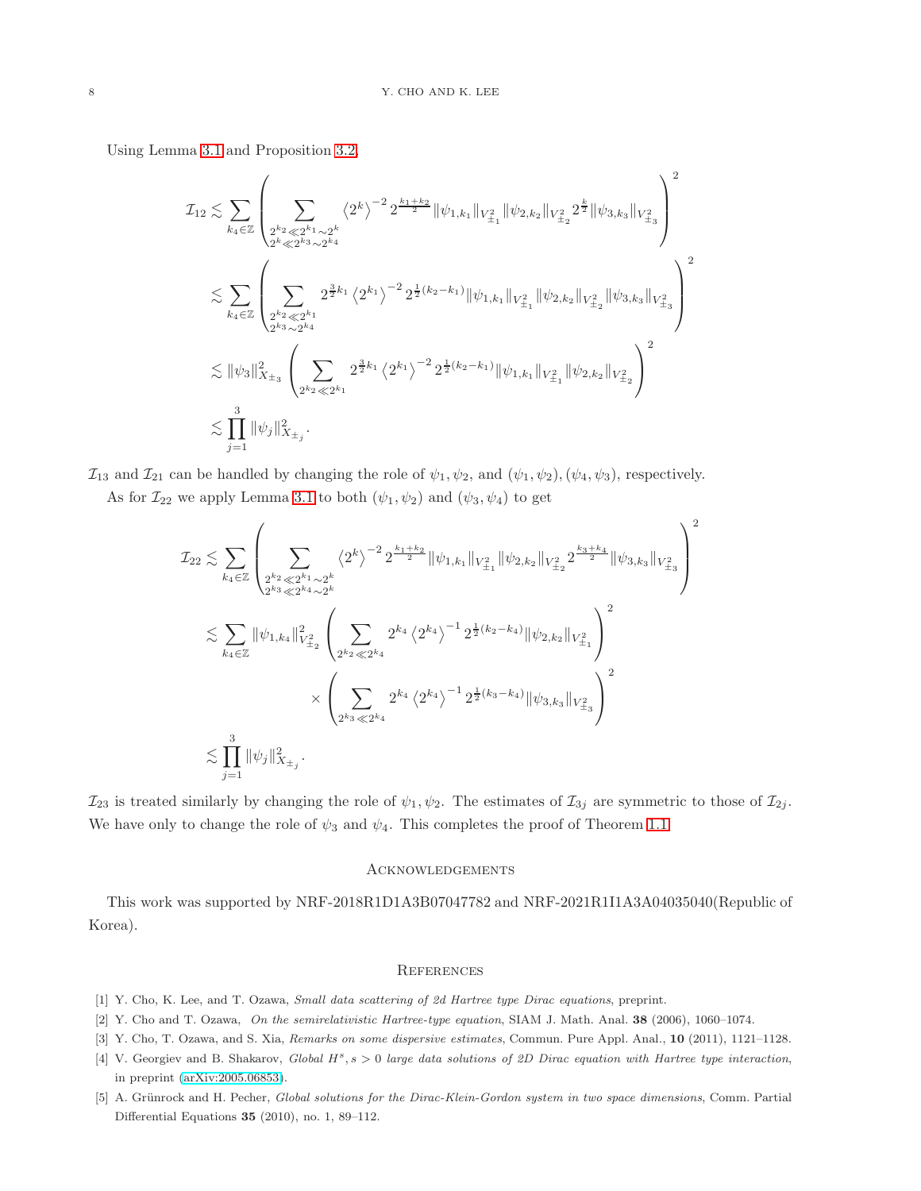Using Lemma 3.1 and Proposition 3.2,

$$
\begin{aligned}
\mathcal{I}_{12} &\lesssim \sum_{k_4\in\mathbb{Z}} \left( \sum_{\substack{2^{k_2}\ll 2^{k_1}\sim 2^k \\ 2^k \ll 2^{k_3}\sim 2^{k_4}}} \left\langle 2^k \right\rangle^{-2} 2^{\frac{k_1+k_2}{2}} \|\psi_{1,k_1}\|_{V^2_{\pm_1}} \|\psi_{2,k_2}\|_{V^2_{\pm_2}} 2^{\frac{k}{2}} \|\psi_{3,k_3}\|_{V^2_{\pm_3}} \right)^2 \\
&\lesssim \sum_{k_4\in\mathbb{Z}} \left( \sum_{\substack{2^{k_2}\ll 2^{k_1} \\ 2^{k_3}\sim 2^{k_4}}} 2^{\frac{3}{2}k_1} \left\langle 2^{k_1} \right\rangle^{-2} 2^{\frac{1}{2}(k_2-k_1)} \|\psi_{1,k_1}\|_{V^2_{\pm_1}} \|\psi_{2,k_2}\|_{V^2_{\pm_2}} \|\psi_{3,k_3}\|_{V^2_{\pm_3}} \right)^2 \\
&\lesssim \|\psi_3\|_{X_{\pm_3}}^2 \left( \sum_{2^{k_2}\ll 2^{k_1}} 2^{\frac{3}{2}k_1} \left\langle 2^{k_1} \right\rangle^{-2} 2^{\frac{1}{2}(k_2-k_1)} \|\psi_{1,k_1}\|_{V^2_{\pm_1}} \|\psi_{2,k_2}\|_{V^2_{\pm_2}} \right)^2 \\
&\lesssim \prod_{j=1}^{3} \|\psi_j\|_{X_{\pm_j}}^2.
\end{aligned}
$$

$\mathcal{I}_{13}$ and $\mathcal{I}_{21}$ can be handled by changing the role of $\psi_1, \psi_2$, and $(\psi_1,\psi_2), (\psi_4,\psi_3)$, respectively.

As for $\mathcal{I}_{22}$ we apply Lemma 3.1 to both $(\psi_1,\psi_2)$ and $(\psi_3,\psi_4)$ to get

$$
\begin{aligned}
\mathcal{I}_{22} &\lesssim \sum_{k_4\in\mathbb{Z}} \left( \sum_{\substack{2^{k_2}\ll 2^{k_1}\sim 2^k \\ 2^{k_3}\ll 2^{k_4}\sim 2^k}} \left\langle 2^k \right\rangle^{-2} 2^{\frac{k_1+k_2}{2}} \|\psi_{1,k_1}\|_{V^2_{\pm_1}} \|\psi_{2,k_2}\|_{V^2_{\pm_2}} 2^{\frac{k_3+k_4}{2}} \|\psi_{3,k_3}\|_{V^2_{\pm_3}} \right)^2 \\
&\lesssim \sum_{k_4\in\mathbb{Z}} \|\psi_{1,k_4}\|_{V^2_{\pm_2}}^2 \left( \sum_{2^{k_2}\ll 2^{k_4}} 2^{k_4} \left\langle 2^{k_4} \right\rangle^{-1} 2^{\frac{1}{2}(k_2-k_4)} \|\psi_{2,k_2}\|_{V^2_{\pm_1}} \right)^2 \\
&\qquad\qquad \times \left( \sum_{2^{k_3}\ll 2^{k_4}} 2^{k_4} \left\langle 2^{k_4} \right\rangle^{-1} 2^{\frac{1}{2}(k_3-k_4)} \|\psi_{3,k_3}\|_{V^2_{\pm_3}} \right)^2 \\
&\lesssim \prod_{j=1}^{3} \|\psi_j\|_{X_{\pm_j}}^2.
\end{aligned}
$$

$\mathcal{I}_{23}$ is treated similarly by changing the role of $\psi_1, \psi_2$. The estimates of $\mathcal{I}_{3j}$ are symmetric to those of $\mathcal{I}_{2j}$. We have only to change the role of $\psi_3$ and $\psi_4$. This completes the proof of Theorem 1.1.

## Acknowledgements

This work was supported by NRF-2018R1D1A3B07047782 and NRF-2021R1I1A3A04035040(Republic of Korea).

## References

[1] Y. Cho, K. Lee, and T. Ozawa, *Small data scattering of 2d Hartree type Dirac equations*, preprint.

[2] Y. Cho and T. Ozawa, *On the semirelativistic Hartree-type equation*, SIAM J. Math. Anal. **38** (2006), 1060–1074.

[3] Y. Cho, T. Ozawa, and S. Xia, *Remarks on some dispersive estimates*, Commun. Pure Appl. Anal., **10** (2011), 1121–1128.

[4] V. Georgiev and B. Shakarov, *Global $H^s, s > 0$ large data solutions of 2D Dirac equation with Hartree type interaction*, in preprint (arXiv:2005.06853).

[5] A. Grünrock and H. Pecher, *Global solutions for the Dirac-Klein-Gordon system in two space dimensions*, Comm. Partial Differential Equations **35** (2010), no. 1, 89–112.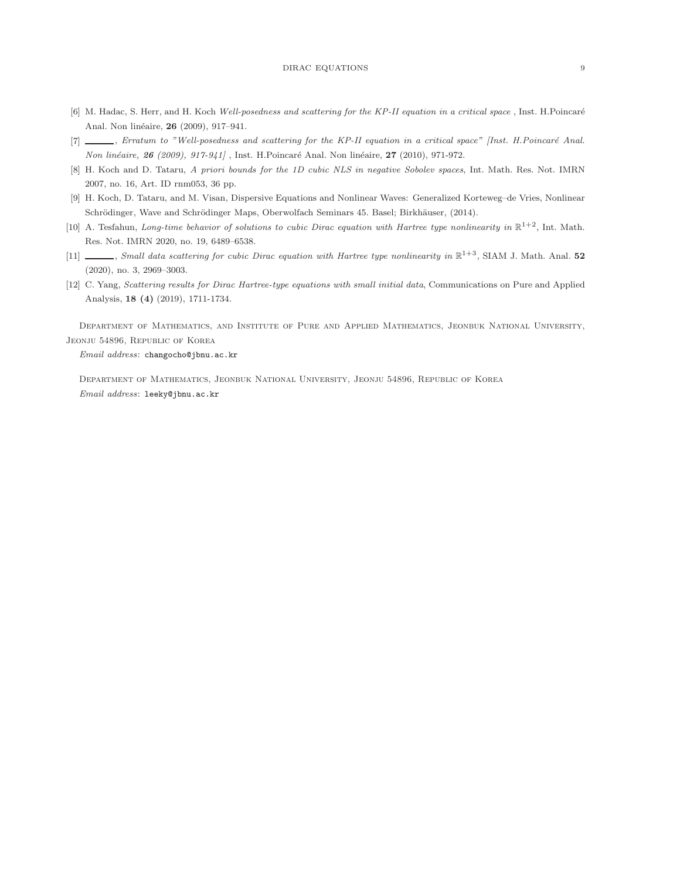[6] M. Hadac, S. Herr, and H. Koch *Well-posedness and scattering for the KP-II equation in a critical space* , Inst. H.Poincaré Anal. Non linéaire, **26** (2009), 917–941.

[7] ______, *Erratum to "Well-posedness and scattering for the KP-II equation in a critical space" [Inst. H.Poincaré Anal. Non linéaire, 26 (2009), 917-941]* , Inst. H.Poincaré Anal. Non linéaire, **27** (2010), 971-972.

[8] H. Koch and D. Tataru, *A priori bounds for the 1D cubic NLS in negative Sobolev spaces*, Int. Math. Res. Not. IMRN 2007, no. 16, Art. ID rnm053, 36 pp.

[9] H. Koch, D. Tataru, and M. Visan, Dispersive Equations and Nonlinear Waves: Generalized Korteweg–de Vries, Nonlinear Schrödinger, Wave and Schrödinger Maps, Oberwolfach Seminars 45. Basel; Birkhäuser, (2014).

[10] A. Tesfahun, *Long-time behavior of solutions to cubic Dirac equation with Hartree type nonlinearity in $\mathbb{R}^{1+2}$*, Int. Math. Res. Not. IMRN 2020, no. 19, 6489–6538.

[11] ______, *Small data scattering for cubic Dirac equation with Hartree type nonlinearity in $\mathbb{R}^{1+3}$*, SIAM J. Math. Anal. **52** (2020), no. 3, 2969–3003.

[12] C. Yang, *Scattering results for Dirac Hartree-type equations with small initial data*, Communications on Pure and Applied Analysis, **18 (4)** (2019), 1711-1734.

Department of Mathematics, and Institute of Pure and Applied Mathematics, Jeonbuk National University, Jeonju 54896, Republic of Korea

*Email address*: changocho@jbnu.ac.kr

Department of Mathematics, Jeonbuk National University, Jeonju 54896, Republic of Korea

*Email address*: leeky@jbnu.ac.kr